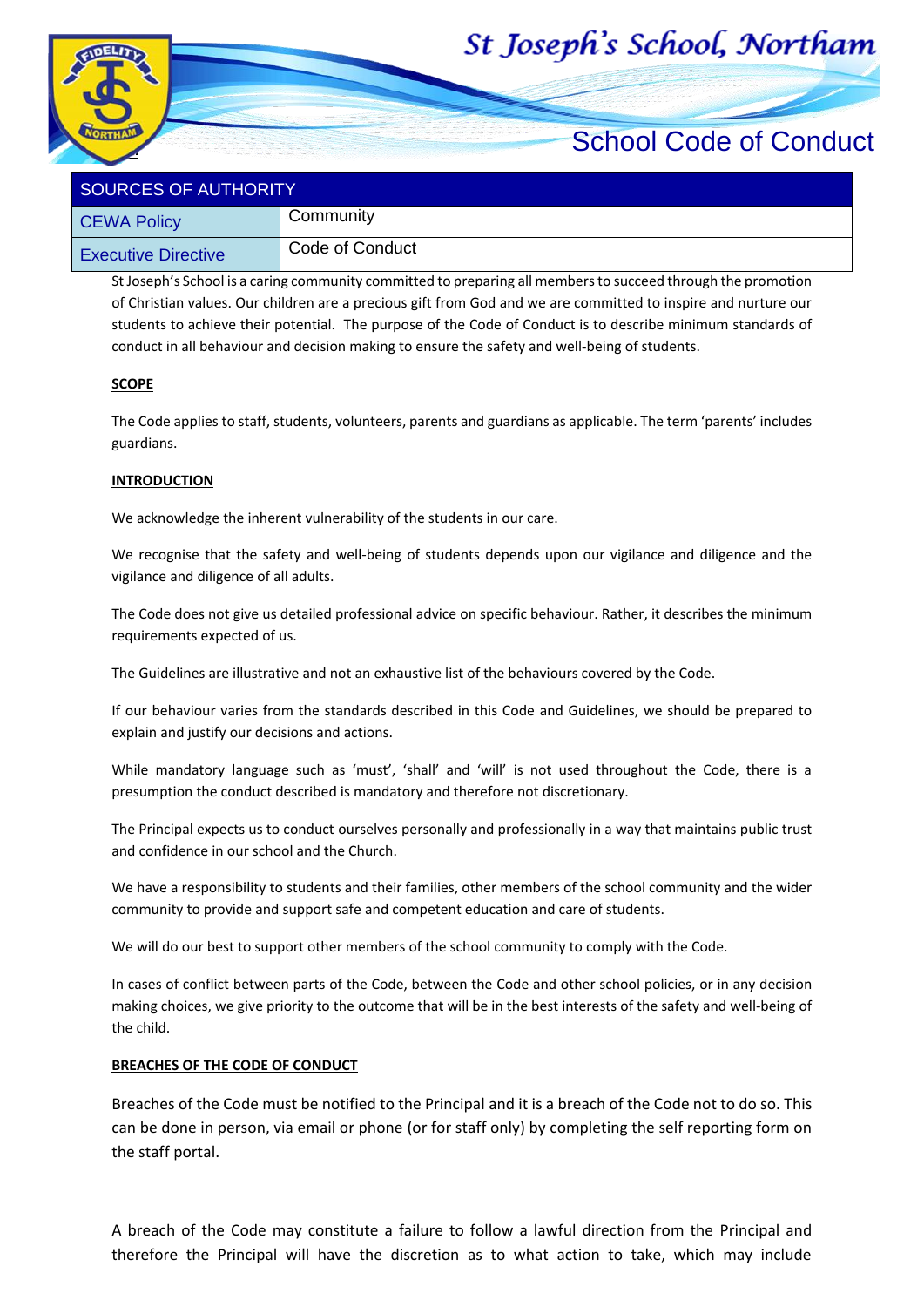# St Joseph's School, Northam

## School Code of Conduct

| SOURCES OF AUTHORITY | |
|---|---|
| CEWA Policy | Community |
| Executive Directive | Code of Conduct |

St Joseph's School is a caring community committed to preparing all members to succeed through the promotion of Christian values. Our children are a precious gift from God and we are committed to inspire and nurture our students to achieve their potential. The purpose of the Code of Conduct is to describe minimum standards of conduct in all behaviour and decision making to ensure the safety and well-being of students.

**SCOPE**

The Code applies to staff, students, volunteers, parents and guardians as applicable. The term 'parents' includes guardians.

**INTRODUCTION**

We acknowledge the inherent vulnerability of the students in our care.

We recognise that the safety and well-being of students depends upon our vigilance and diligence and the vigilance and diligence of all adults.

The Code does not give us detailed professional advice on specific behaviour. Rather, it describes the minimum requirements expected of us.

The Guidelines are illustrative and not an exhaustive list of the behaviours covered by the Code.

If our behaviour varies from the standards described in this Code and Guidelines, we should be prepared to explain and justify our decisions and actions.

While mandatory language such as 'must', 'shall' and 'will' is not used throughout the Code, there is a presumption the conduct described is mandatory and therefore not discretionary.

The Principal expects us to conduct ourselves personally and professionally in a way that maintains public trust and confidence in our school and the Church.

We have a responsibility to students and their families, other members of the school community and the wider community to provide and support safe and competent education and care of students.

We will do our best to support other members of the school community to comply with the Code.

In cases of conflict between parts of the Code, between the Code and other school policies, or in any decision making choices, we give priority to the outcome that will be in the best interests of the safety and well-being of the child.

**BREACHES OF THE CODE OF CONDUCT**

Breaches of the Code must be notified to the Principal and it is a breach of the Code not to do so. This can be done in person, via email or phone (or for staff only) by completing the self reporting form on the staff portal.

A breach of the Code may constitute a failure to follow a lawful direction from the Principal and therefore the Principal will have the discretion as to what action to take, which may include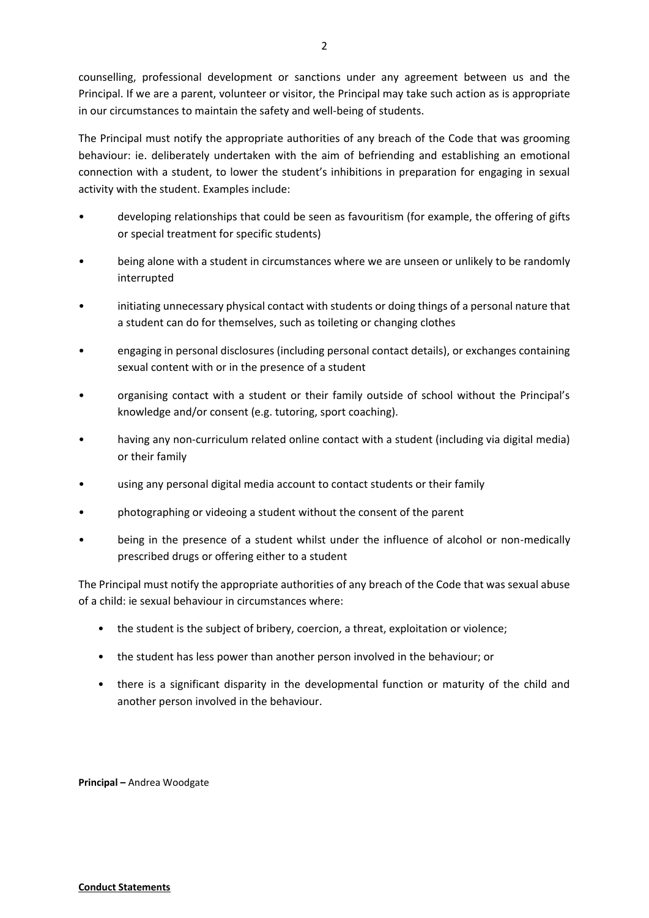counselling, professional development or sanctions under any agreement between us and the Principal. If we are a parent, volunteer or visitor, the Principal may take such action as is appropriate in our circumstances to maintain the safety and well-being of students.

The Principal must notify the appropriate authorities of any breach of the Code that was grooming behaviour: ie. deliberately undertaken with the aim of befriending and establishing an emotional connection with a student, to lower the student's inhibitions in preparation for engaging in sexual activity with the student. Examples include:

- developing relationships that could be seen as favouritism (for example, the offering of gifts or special treatment for specific students)
- being alone with a student in circumstances where we are unseen or unlikely to be randomly interrupted
- initiating unnecessary physical contact with students or doing things of a personal nature that a student can do for themselves, such as toileting or changing clothes
- engaging in personal disclosures (including personal contact details), or exchanges containing sexual content with or in the presence of a student
- organising contact with a student or their family outside of school without the Principal's knowledge and/or consent (e.g. tutoring, sport coaching).
- having any non-curriculum related online contact with a student (including via digital media) or their family
- using any personal digital media account to contact students or their family
- photographing or videoing a student without the consent of the parent
- being in the presence of a student whilst under the influence of alcohol or non-medically prescribed drugs or offering either to a student

The Principal must notify the appropriate authorities of any breach of the Code that was sexual abuse of a child: ie sexual behaviour in circumstances where:

- the student is the subject of bribery, coercion, a threat, exploitation or violence;
- the student has less power than another person involved in the behaviour; or
- there is a significant disparity in the developmental function or maturity of the child and another person involved in the behaviour.

**Principal –** Andrea Woodgate

**Conduct Statements**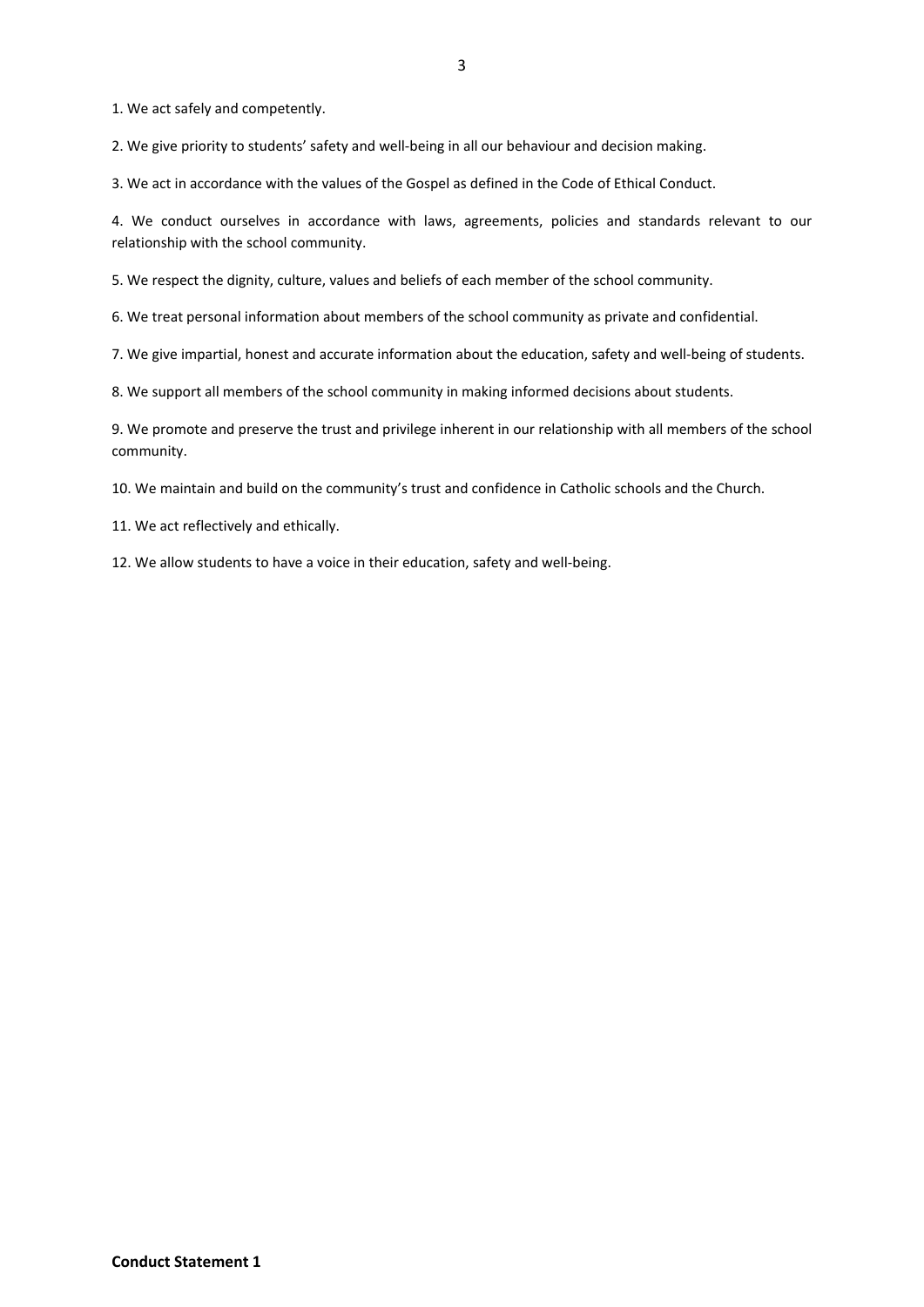1. We act safely and competently.

2. We give priority to students' safety and well-being in all our behaviour and decision making.

3. We act in accordance with the values of the Gospel as defined in the Code of Ethical Conduct.

4. We conduct ourselves in accordance with laws, agreements, policies and standards relevant to our relationship with the school community.

5. We respect the dignity, culture, values and beliefs of each member of the school community.

6. We treat personal information about members of the school community as private and confidential.

7. We give impartial, honest and accurate information about the education, safety and well-being of students.

8. We support all members of the school community in making informed decisions about students.

9. We promote and preserve the trust and privilege inherent in our relationship with all members of the school community.

10. We maintain and build on the community's trust and confidence in Catholic schools and the Church.

11. We act reflectively and ethically.

12. We allow students to have a voice in their education, safety and well-being.

**Conduct Statement 1**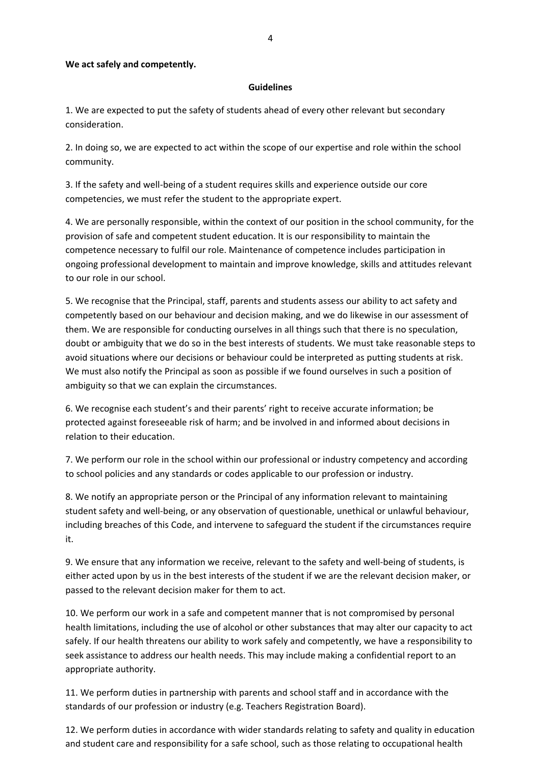**We act safely and competently.**

**Guidelines**

1. We are expected to put the safety of students ahead of every other relevant but secondary consideration.

2. In doing so, we are expected to act within the scope of our expertise and role within the school community.

3. If the safety and well-being of a student requires skills and experience outside our core competencies, we must refer the student to the appropriate expert.

4. We are personally responsible, within the context of our position in the school community, for the provision of safe and competent student education. It is our responsibility to maintain the competence necessary to fulfil our role. Maintenance of competence includes participation in ongoing professional development to maintain and improve knowledge, skills and attitudes relevant to our role in our school.

5. We recognise that the Principal, staff, parents and students assess our ability to act safety and competently based on our behaviour and decision making, and we do likewise in our assessment of them. We are responsible for conducting ourselves in all things such that there is no speculation, doubt or ambiguity that we do so in the best interests of students. We must take reasonable steps to avoid situations where our decisions or behaviour could be interpreted as putting students at risk. We must also notify the Principal as soon as possible if we found ourselves in such a position of ambiguity so that we can explain the circumstances.

6. We recognise each student's and their parents' right to receive accurate information; be protected against foreseeable risk of harm; and be involved in and informed about decisions in relation to their education.

7. We perform our role in the school within our professional or industry competency and according to school policies and any standards or codes applicable to our profession or industry.

8. We notify an appropriate person or the Principal of any information relevant to maintaining student safety and well-being, or any observation of questionable, unethical or unlawful behaviour, including breaches of this Code, and intervene to safeguard the student if the circumstances require it.

9. We ensure that any information we receive, relevant to the safety and well-being of students, is either acted upon by us in the best interests of the student if we are the relevant decision maker, or passed to the relevant decision maker for them to act.

10. We perform our work in a safe and competent manner that is not compromised by personal health limitations, including the use of alcohol or other substances that may alter our capacity to act safely. If our health threatens our ability to work safely and competently, we have a responsibility to seek assistance to address our health needs. This may include making a confidential report to an appropriate authority.

11. We perform duties in partnership with parents and school staff and in accordance with the standards of our profession or industry (e.g. Teachers Registration Board).

12. We perform duties in accordance with wider standards relating to safety and quality in education and student care and responsibility for a safe school, such as those relating to occupational health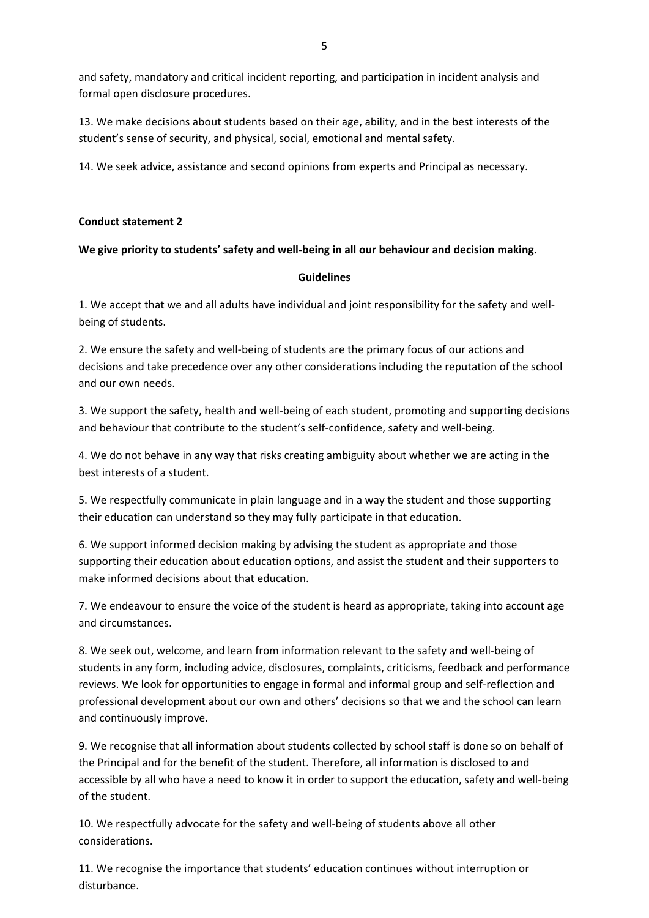and safety, mandatory and critical incident reporting, and participation in incident analysis and formal open disclosure procedures.

13. We make decisions about students based on their age, ability, and in the best interests of the student's sense of security, and physical, social, emotional and mental safety.

14. We seek advice, assistance and second opinions from experts and Principal as necessary.

**Conduct statement 2**

**We give priority to students' safety and well-being in all our behaviour and decision making.**

**Guidelines**

1. We accept that we and all adults have individual and joint responsibility for the safety and well-being of students.

2. We ensure the safety and well-being of students are the primary focus of our actions and decisions and take precedence over any other considerations including the reputation of the school and our own needs.

3. We support the safety, health and well-being of each student, promoting and supporting decisions and behaviour that contribute to the student's self-confidence, safety and well-being.

4. We do not behave in any way that risks creating ambiguity about whether we are acting in the best interests of a student.

5. We respectfully communicate in plain language and in a way the student and those supporting their education can understand so they may fully participate in that education.

6. We support informed decision making by advising the student as appropriate and those supporting their education about education options, and assist the student and their supporters to make informed decisions about that education.

7. We endeavour to ensure the voice of the student is heard as appropriate, taking into account age and circumstances.

8. We seek out, welcome, and learn from information relevant to the safety and well-being of students in any form, including advice, disclosures, complaints, criticisms, feedback and performance reviews. We look for opportunities to engage in formal and informal group and self-reflection and professional development about our own and others' decisions so that we and the school can learn and continuously improve.

9. We recognise that all information about students collected by school staff is done so on behalf of the Principal and for the benefit of the student. Therefore, all information is disclosed to and accessible by all who have a need to know it in order to support the education, safety and well-being of the student.

10. We respectfully advocate for the safety and well-being of students above all other considerations.

11. We recognise the importance that students' education continues without interruption or disturbance.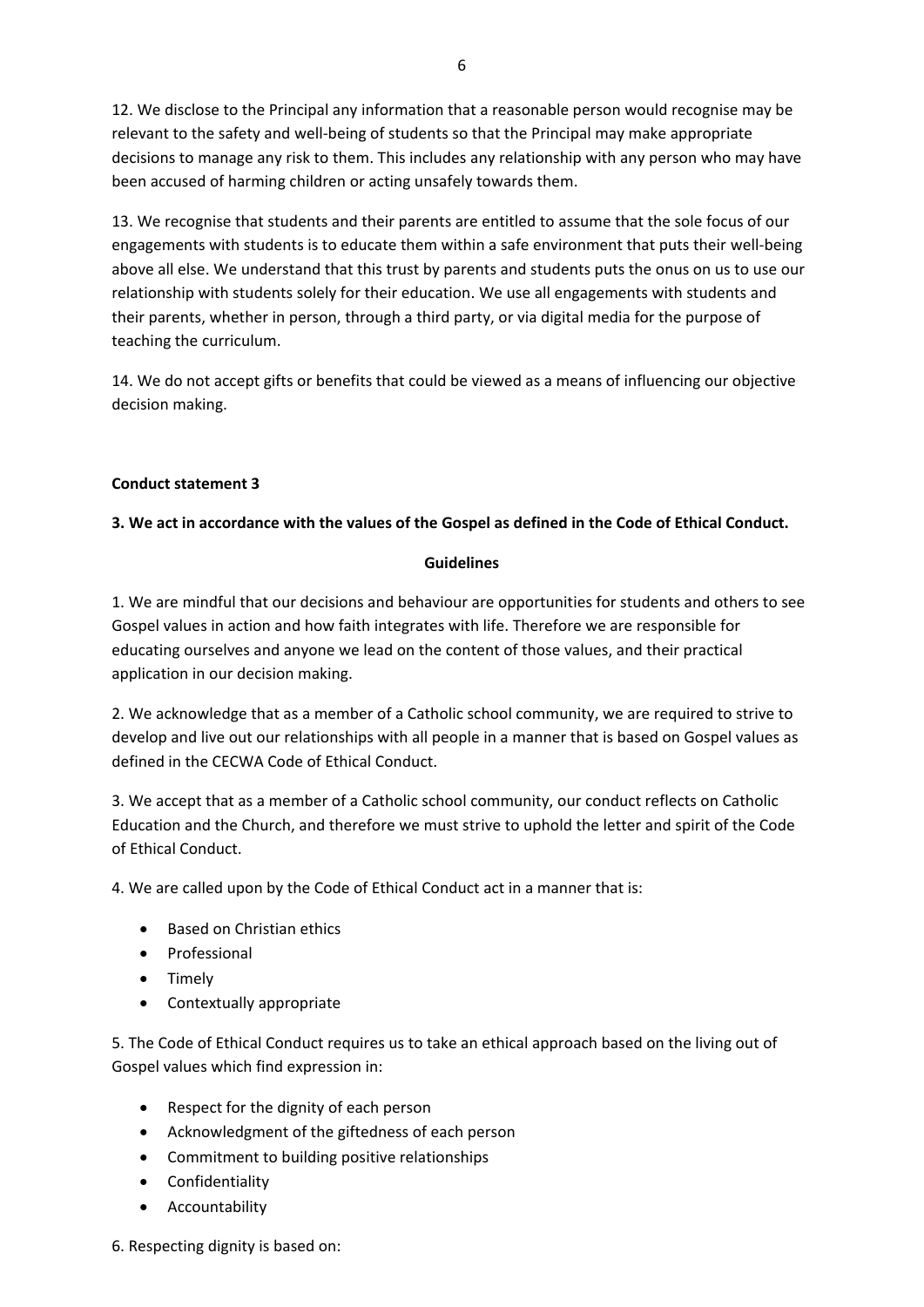12. We disclose to the Principal any information that a reasonable person would recognise may be relevant to the safety and well-being of students so that the Principal may make appropriate decisions to manage any risk to them. This includes any relationship with any person who may have been accused of harming children or acting unsafely towards them.

13. We recognise that students and their parents are entitled to assume that the sole focus of our engagements with students is to educate them within a safe environment that puts their well-being above all else. We understand that this trust by parents and students puts the onus on us to use our relationship with students solely for their education. We use all engagements with students and their parents, whether in person, through a third party, or via digital media for the purpose of teaching the curriculum.

14. We do not accept gifts or benefits that could be viewed as a means of influencing our objective decision making.

**Conduct statement 3**

**3. We act in accordance with the values of the Gospel as defined in the Code of Ethical Conduct.**

**Guidelines**

1. We are mindful that our decisions and behaviour are opportunities for students and others to see Gospel values in action and how faith integrates with life. Therefore we are responsible for educating ourselves and anyone we lead on the content of those values, and their practical application in our decision making.

2. We acknowledge that as a member of a Catholic school community, we are required to strive to develop and live out our relationships with all people in a manner that is based on Gospel values as defined in the CECWA Code of Ethical Conduct.

3. We accept that as a member of a Catholic school community, our conduct reflects on Catholic Education and the Church, and therefore we must strive to uphold the letter and spirit of the Code of Ethical Conduct.

4. We are called upon by the Code of Ethical Conduct act in a manner that is:

- Based on Christian ethics
- Professional
- Timely
- Contextually appropriate

5. The Code of Ethical Conduct requires us to take an ethical approach based on the living out of Gospel values which find expression in:

- Respect for the dignity of each person
- Acknowledgment of the giftedness of each person
- Commitment to building positive relationships
- Confidentiality
- Accountability

6. Respecting dignity is based on: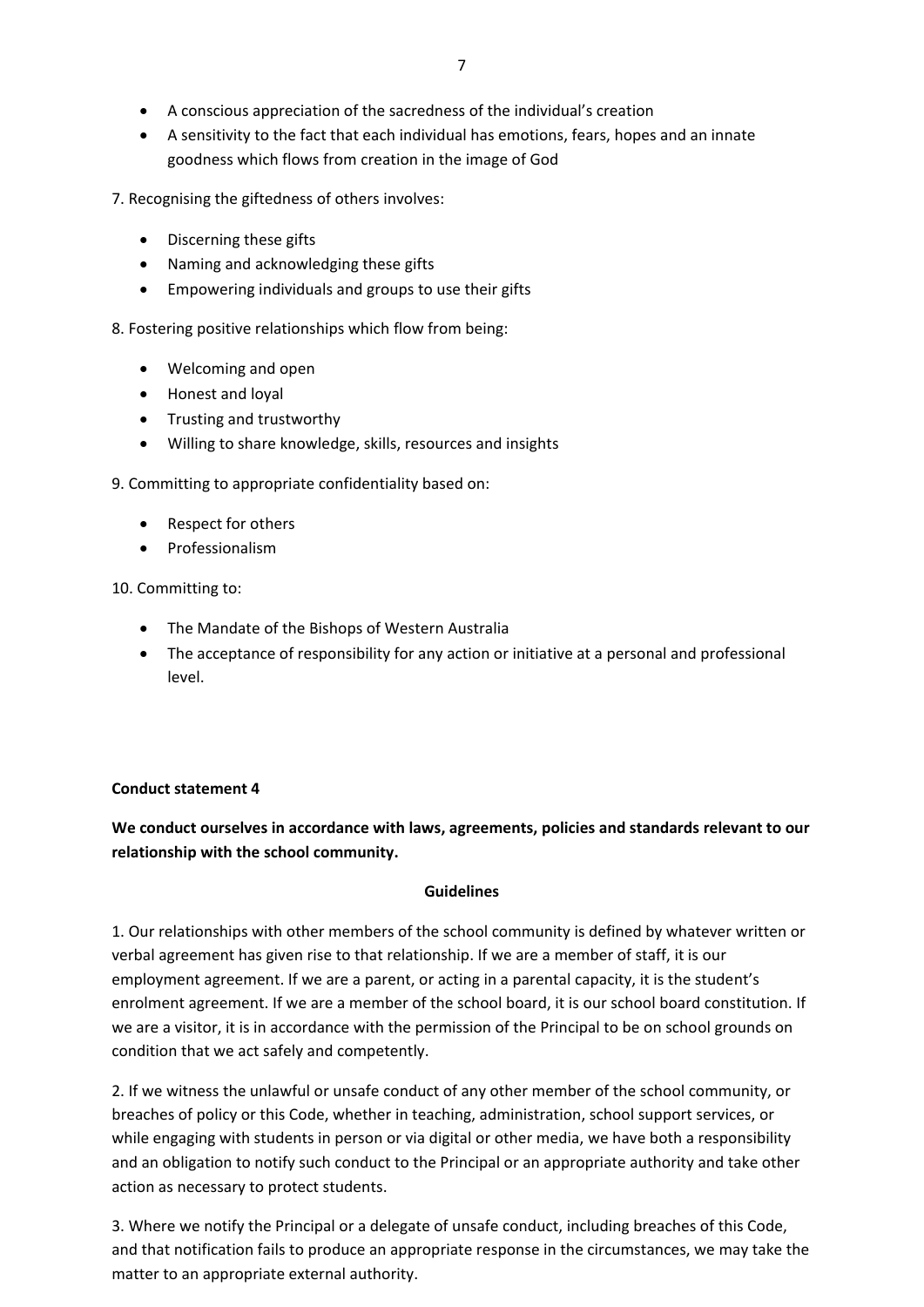- A conscious appreciation of the sacredness of the individual's creation
- A sensitivity to the fact that each individual has emotions, fears, hopes and an innate goodness which flows from creation in the image of God

7. Recognising the giftedness of others involves:

- Discerning these gifts
- Naming and acknowledging these gifts
- Empowering individuals and groups to use their gifts

8. Fostering positive relationships which flow from being:

- Welcoming and open
- Honest and loyal
- Trusting and trustworthy
- Willing to share knowledge, skills, resources and insights

9. Committing to appropriate confidentiality based on:

- Respect for others
- Professionalism

10. Committing to:

- The Mandate of the Bishops of Western Australia
- The acceptance of responsibility for any action or initiative at a personal and professional level.

**Conduct statement 4**

**We conduct ourselves in accordance with laws, agreements, policies and standards relevant to our relationship with the school community.**

**Guidelines**

1. Our relationships with other members of the school community is defined by whatever written or verbal agreement has given rise to that relationship. If we are a member of staff, it is our employment agreement. If we are a parent, or acting in a parental capacity, it is the student's enrolment agreement. If we are a member of the school board, it is our school board constitution. If we are a visitor, it is in accordance with the permission of the Principal to be on school grounds on condition that we act safely and competently.

2. If we witness the unlawful or unsafe conduct of any other member of the school community, or breaches of policy or this Code, whether in teaching, administration, school support services, or while engaging with students in person or via digital or other media, we have both a responsibility and an obligation to notify such conduct to the Principal or an appropriate authority and take other action as necessary to protect students.

3. Where we notify the Principal or a delegate of unsafe conduct, including breaches of this Code, and that notification fails to produce an appropriate response in the circumstances, we may take the matter to an appropriate external authority.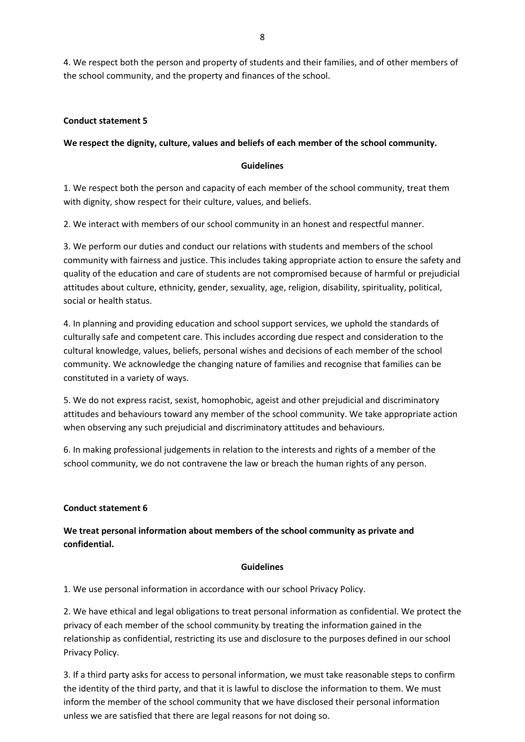4. We respect both the person and property of students and their families, and of other members of the school community, and the property and finances of the school.

**Conduct statement 5**

**We respect the dignity, culture, values and beliefs of each member of the school community.**

**Guidelines**

1. We respect both the person and capacity of each member of the school community, treat them with dignity, show respect for their culture, values, and beliefs.

2. We interact with members of our school community in an honest and respectful manner.

3. We perform our duties and conduct our relations with students and members of the school community with fairness and justice. This includes taking appropriate action to ensure the safety and quality of the education and care of students are not compromised because of harmful or prejudicial attitudes about culture, ethnicity, gender, sexuality, age, religion, disability, spirituality, political, social or health status.

4. In planning and providing education and school support services, we uphold the standards of culturally safe and competent care. This includes according due respect and consideration to the cultural knowledge, values, beliefs, personal wishes and decisions of each member of the school community. We acknowledge the changing nature of families and recognise that families can be constituted in a variety of ways.

5. We do not express racist, sexist, homophobic, ageist and other prejudicial and discriminatory attitudes and behaviours toward any member of the school community. We take appropriate action when observing any such prejudicial and discriminatory attitudes and behaviours.

6. In making professional judgements in relation to the interests and rights of a member of the school community, we do not contravene the law or breach the human rights of any person.

**Conduct statement 6**

**We treat personal information about members of the school community as private and confidential.**

**Guidelines**

1. We use personal information in accordance with our school Privacy Policy.

2. We have ethical and legal obligations to treat personal information as confidential. We protect the privacy of each member of the school community by treating the information gained in the relationship as confidential, restricting its use and disclosure to the purposes defined in our school Privacy Policy.

3. If a third party asks for access to personal information, we must take reasonable steps to confirm the identity of the third party, and that it is lawful to disclose the information to them. We must inform the member of the school community that we have disclosed their personal information unless we are satisfied that there are legal reasons for not doing so.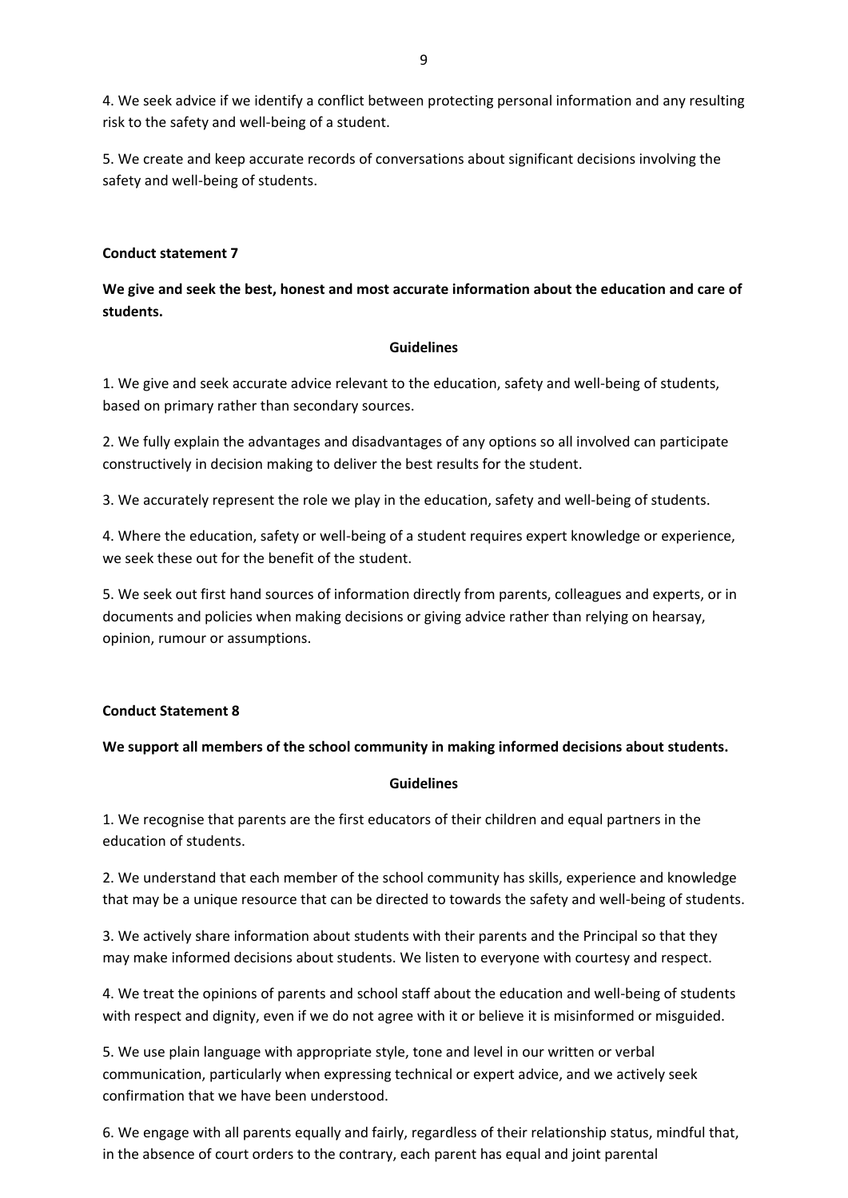4. We seek advice if we identify a conflict between protecting personal information and any resulting risk to the safety and well-being of a student.

5. We create and keep accurate records of conversations about significant decisions involving the safety and well-being of students.

**Conduct statement 7**

**We give and seek the best, honest and most accurate information about the education and care of students.**

**Guidelines**

1. We give and seek accurate advice relevant to the education, safety and well-being of students, based on primary rather than secondary sources.

2. We fully explain the advantages and disadvantages of any options so all involved can participate constructively in decision making to deliver the best results for the student.

3. We accurately represent the role we play in the education, safety and well-being of students.

4. Where the education, safety or well-being of a student requires expert knowledge or experience, we seek these out for the benefit of the student.

5. We seek out first hand sources of information directly from parents, colleagues and experts, or in documents and policies when making decisions or giving advice rather than relying on hearsay, opinion, rumour or assumptions.

**Conduct Statement 8**

**We support all members of the school community in making informed decisions about students.**

**Guidelines**

1. We recognise that parents are the first educators of their children and equal partners in the education of students.

2. We understand that each member of the school community has skills, experience and knowledge that may be a unique resource that can be directed to towards the safety and well-being of students.

3. We actively share information about students with their parents and the Principal so that they may make informed decisions about students. We listen to everyone with courtesy and respect.

4. We treat the opinions of parents and school staff about the education and well-being of students with respect and dignity, even if we do not agree with it or believe it is misinformed or misguided.

5. We use plain language with appropriate style, tone and level in our written or verbal communication, particularly when expressing technical or expert advice, and we actively seek confirmation that we have been understood.

6. We engage with all parents equally and fairly, regardless of their relationship status, mindful that, in the absence of court orders to the contrary, each parent has equal and joint parental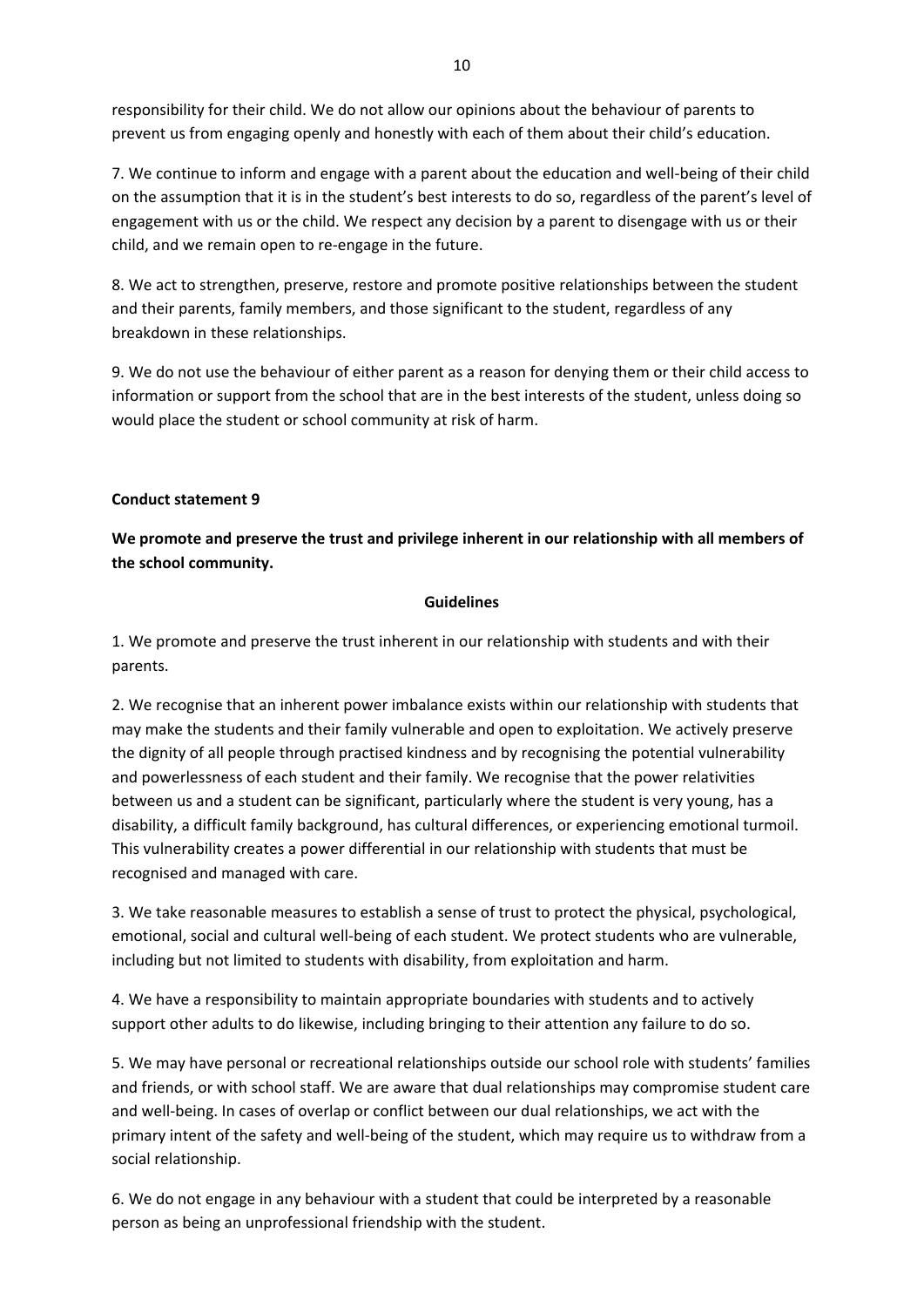responsibility for their child. We do not allow our opinions about the behaviour of parents to prevent us from engaging openly and honestly with each of them about their child's education.

7. We continue to inform and engage with a parent about the education and well-being of their child on the assumption that it is in the student's best interests to do so, regardless of the parent's level of engagement with us or the child. We respect any decision by a parent to disengage with us or their child, and we remain open to re-engage in the future.

8. We act to strengthen, preserve, restore and promote positive relationships between the student and their parents, family members, and those significant to the student, regardless of any breakdown in these relationships.

9. We do not use the behaviour of either parent as a reason for denying them or their child access to information or support from the school that are in the best interests of the student, unless doing so would place the student or school community at risk of harm.

**Conduct statement 9**

**We promote and preserve the trust and privilege inherent in our relationship with all members of the school community.**

**Guidelines**

1. We promote and preserve the trust inherent in our relationship with students and with their parents.

2. We recognise that an inherent power imbalance exists within our relationship with students that may make the students and their family vulnerable and open to exploitation. We actively preserve the dignity of all people through practised kindness and by recognising the potential vulnerability and powerlessness of each student and their family. We recognise that the power relativities between us and a student can be significant, particularly where the student is very young, has a disability, a difficult family background, has cultural differences, or experiencing emotional turmoil. This vulnerability creates a power differential in our relationship with students that must be recognised and managed with care.

3. We take reasonable measures to establish a sense of trust to protect the physical, psychological, emotional, social and cultural well-being of each student. We protect students who are vulnerable, including but not limited to students with disability, from exploitation and harm.

4. We have a responsibility to maintain appropriate boundaries with students and to actively support other adults to do likewise, including bringing to their attention any failure to do so.

5. We may have personal or recreational relationships outside our school role with students' families and friends, or with school staff. We are aware that dual relationships may compromise student care and well-being. In cases of overlap or conflict between our dual relationships, we act with the primary intent of the safety and well-being of the student, which may require us to withdraw from a social relationship.

6. We do not engage in any behaviour with a student that could be interpreted by a reasonable person as being an unprofessional friendship with the student.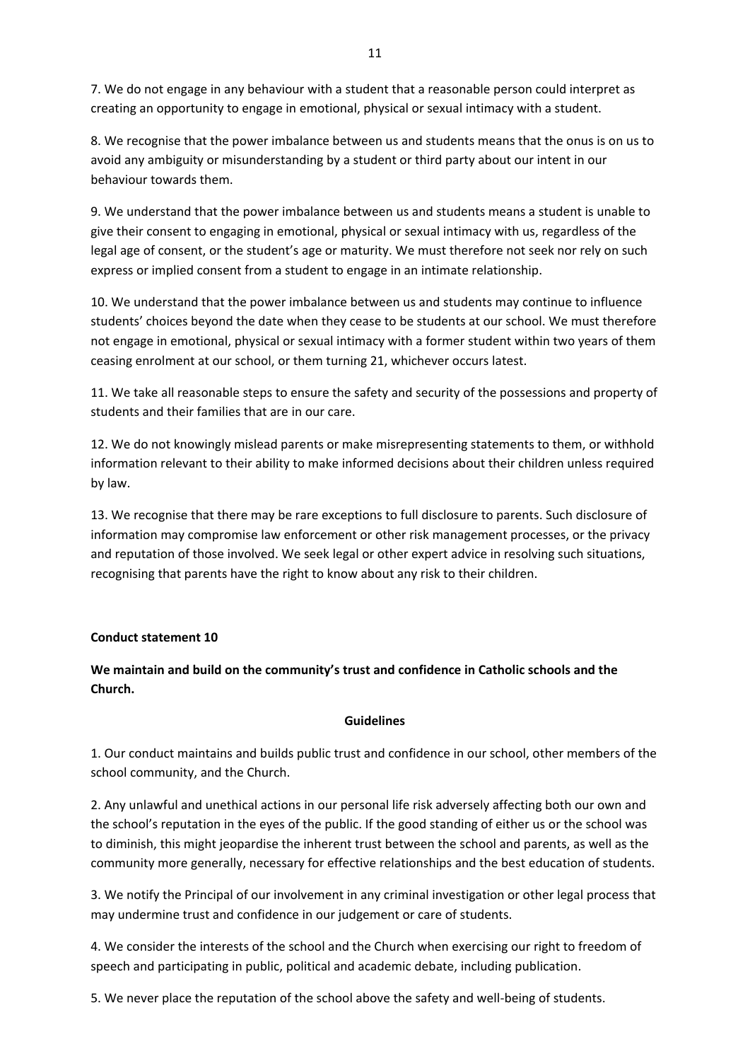7. We do not engage in any behaviour with a student that a reasonable person could interpret as creating an opportunity to engage in emotional, physical or sexual intimacy with a student.

8. We recognise that the power imbalance between us and students means that the onus is on us to avoid any ambiguity or misunderstanding by a student or third party about our intent in our behaviour towards them.

9. We understand that the power imbalance between us and students means a student is unable to give their consent to engaging in emotional, physical or sexual intimacy with us, regardless of the legal age of consent, or the student's age or maturity. We must therefore not seek nor rely on such express or implied consent from a student to engage in an intimate relationship.

10. We understand that the power imbalance between us and students may continue to influence students' choices beyond the date when they cease to be students at our school. We must therefore not engage in emotional, physical or sexual intimacy with a former student within two years of them ceasing enrolment at our school, or them turning 21, whichever occurs latest.

11. We take all reasonable steps to ensure the safety and security of the possessions and property of students and their families that are in our care.

12. We do not knowingly mislead parents or make misrepresenting statements to them, or withhold information relevant to their ability to make informed decisions about their children unless required by law.

13. We recognise that there may be rare exceptions to full disclosure to parents. Such disclosure of information may compromise law enforcement or other risk management processes, or the privacy and reputation of those involved. We seek legal or other expert advice in resolving such situations, recognising that parents have the right to know about any risk to their children.

**Conduct statement 10**

**We maintain and build on the community's trust and confidence in Catholic schools and the Church.**

**Guidelines**

1. Our conduct maintains and builds public trust and confidence in our school, other members of the school community, and the Church.

2. Any unlawful and unethical actions in our personal life risk adversely affecting both our own and the school's reputation in the eyes of the public. If the good standing of either us or the school was to diminish, this might jeopardise the inherent trust between the school and parents, as well as the community more generally, necessary for effective relationships and the best education of students.

3. We notify the Principal of our involvement in any criminal investigation or other legal process that may undermine trust and confidence in our judgement or care of students.

4. We consider the interests of the school and the Church when exercising our right to freedom of speech and participating in public, political and academic debate, including publication.

5. We never place the reputation of the school above the safety and well-being of students.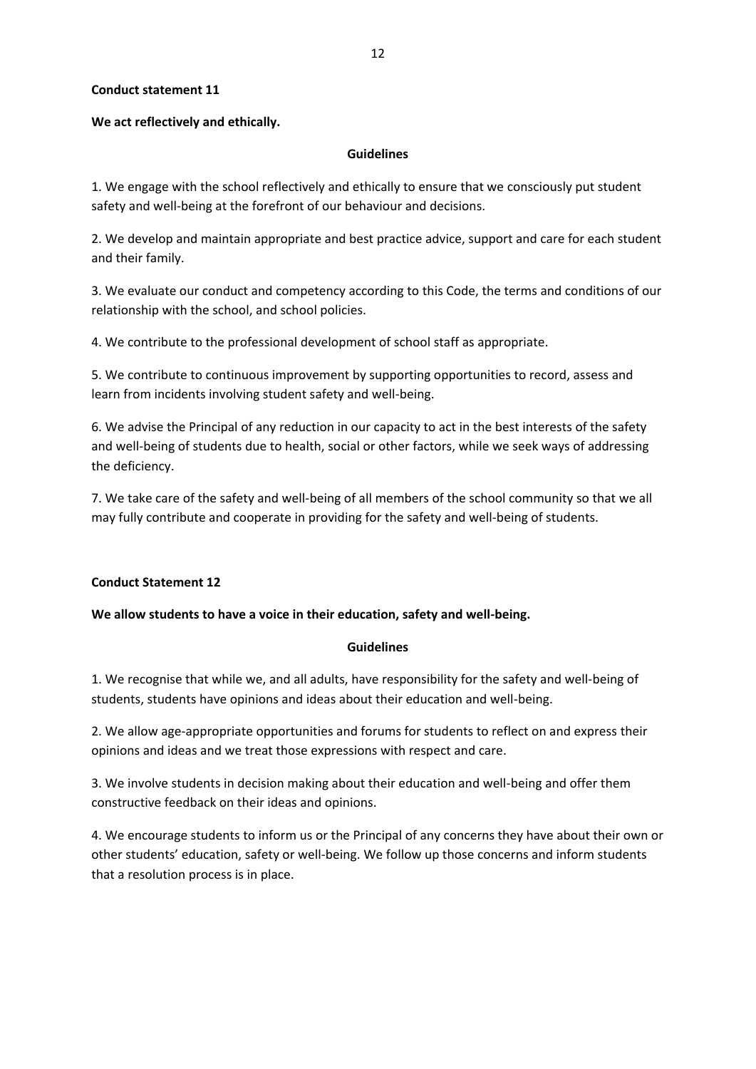**Conduct statement 11**

**We act reflectively and ethically.**

**Guidelines**

1. We engage with the school reflectively and ethically to ensure that we consciously put student safety and well-being at the forefront of our behaviour and decisions.

2. We develop and maintain appropriate and best practice advice, support and care for each student and their family.

3. We evaluate our conduct and competency according to this Code, the terms and conditions of our relationship with the school, and school policies.

4. We contribute to the professional development of school staff as appropriate.

5. We contribute to continuous improvement by supporting opportunities to record, assess and learn from incidents involving student safety and well-being.

6. We advise the Principal of any reduction in our capacity to act in the best interests of the safety and well-being of students due to health, social or other factors, while we seek ways of addressing the deficiency.

7. We take care of the safety and well-being of all members of the school community so that we all may fully contribute and cooperate in providing for the safety and well-being of students.

**Conduct Statement 12**

**We allow students to have a voice in their education, safety and well-being.**

**Guidelines**

1. We recognise that while we, and all adults, have responsibility for the safety and well-being of students, students have opinions and ideas about their education and well-being.

2. We allow age-appropriate opportunities and forums for students to reflect on and express their opinions and ideas and we treat those expressions with respect and care.

3. We involve students in decision making about their education and well-being and offer them constructive feedback on their ideas and opinions.

4. We encourage students to inform us or the Principal of any concerns they have about their own or other students' education, safety or well-being. We follow up those concerns and inform students that a resolution process is in place.